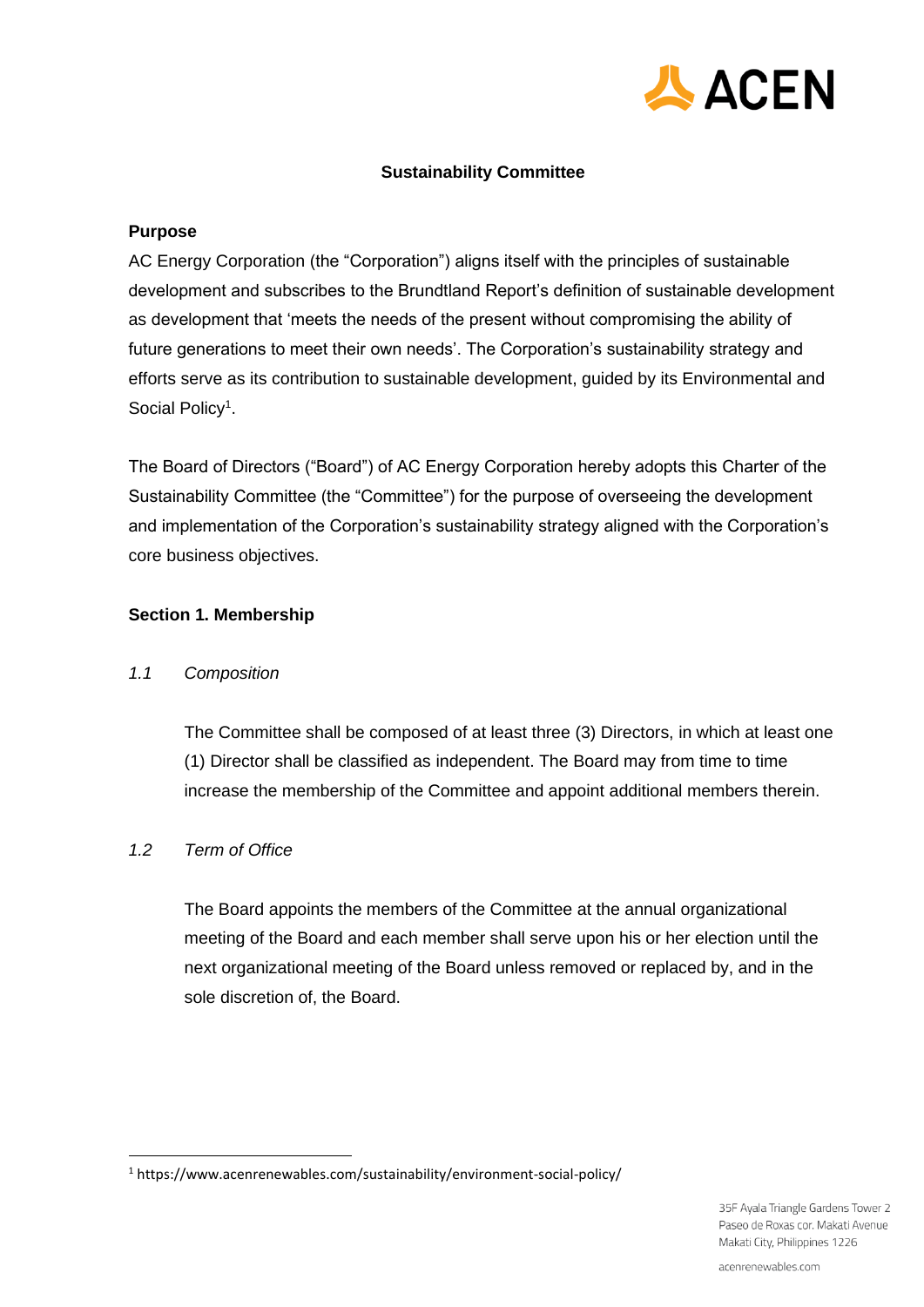# Sustainability Committee

## Purpose

AC Energy Corporation (the "Corporation") aligns itself with the principles of sustainable development and subscribes to the Brundtland Report's definition of sustainable development as development that 'meets the needs of the present without compromising the ability of future generations to meet their own needs'. The Corporation's sustainability strategy and efforts serve as its contribution to sustainable development, guided by its Environmental and Social Policy[1].

The Board of Directors ("Board") of AC Energy Corporation hereby adopts this Charter of the Sustainability Committee (the "Committee") for the purpose of overseeing the development and implementation of the Corporation's sustainability strategy aligned with the Corporation's core business objectives.

## Section 1. Membership

### *1.1 Composition*

The Committee shall be composed of at least three (3) Directors, in which at least one (1) Director shall be classified as independent. The Board may from time to time increase the membership of the Committee and appoint additional members therein.

### *1.2 Term of Office*

The Board appoints the members of the Committee at the annual organizational meeting of the Board and each member shall serve upon his or her election until the next organizational meeting of the Board unless removed or replaced by, and in the sole discretion of, the Board.

---

[1] https://www.acenrenewables.com/sustainability/environment-social-policy/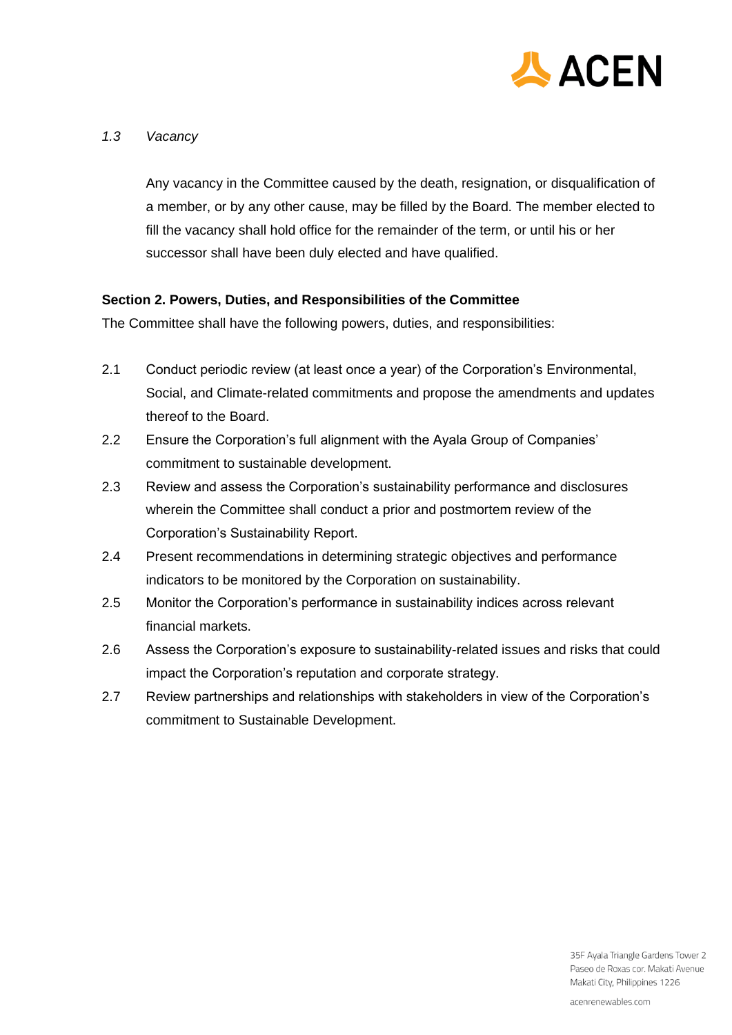*1.3 Vacancy*

Any vacancy in the Committee caused by the death, resignation, or disqualification of a member, or by any other cause, may be filled by the Board. The member elected to fill the vacancy shall hold office for the remainder of the term, or until his or her successor shall have been duly elected and have qualified.

**Section 2. Powers, Duties, and Responsibilities of the Committee**

The Committee shall have the following powers, duties, and responsibilities:

2.1 Conduct periodic review (at least once a year) of the Corporation's Environmental, Social, and Climate-related commitments and propose the amendments and updates thereof to the Board.

2.2 Ensure the Corporation's full alignment with the Ayala Group of Companies' commitment to sustainable development.

2.3 Review and assess the Corporation's sustainability performance and disclosures wherein the Committee shall conduct a prior and postmortem review of the Corporation's Sustainability Report.

2.4 Present recommendations in determining strategic objectives and performance indicators to be monitored by the Corporation on sustainability.

2.5 Monitor the Corporation's performance in sustainability indices across relevant financial markets.

2.6 Assess the Corporation's exposure to sustainability-related issues and risks that could impact the Corporation's reputation and corporate strategy.

2.7 Review partnerships and relationships with stakeholders in view of the Corporation's commitment to Sustainable Development.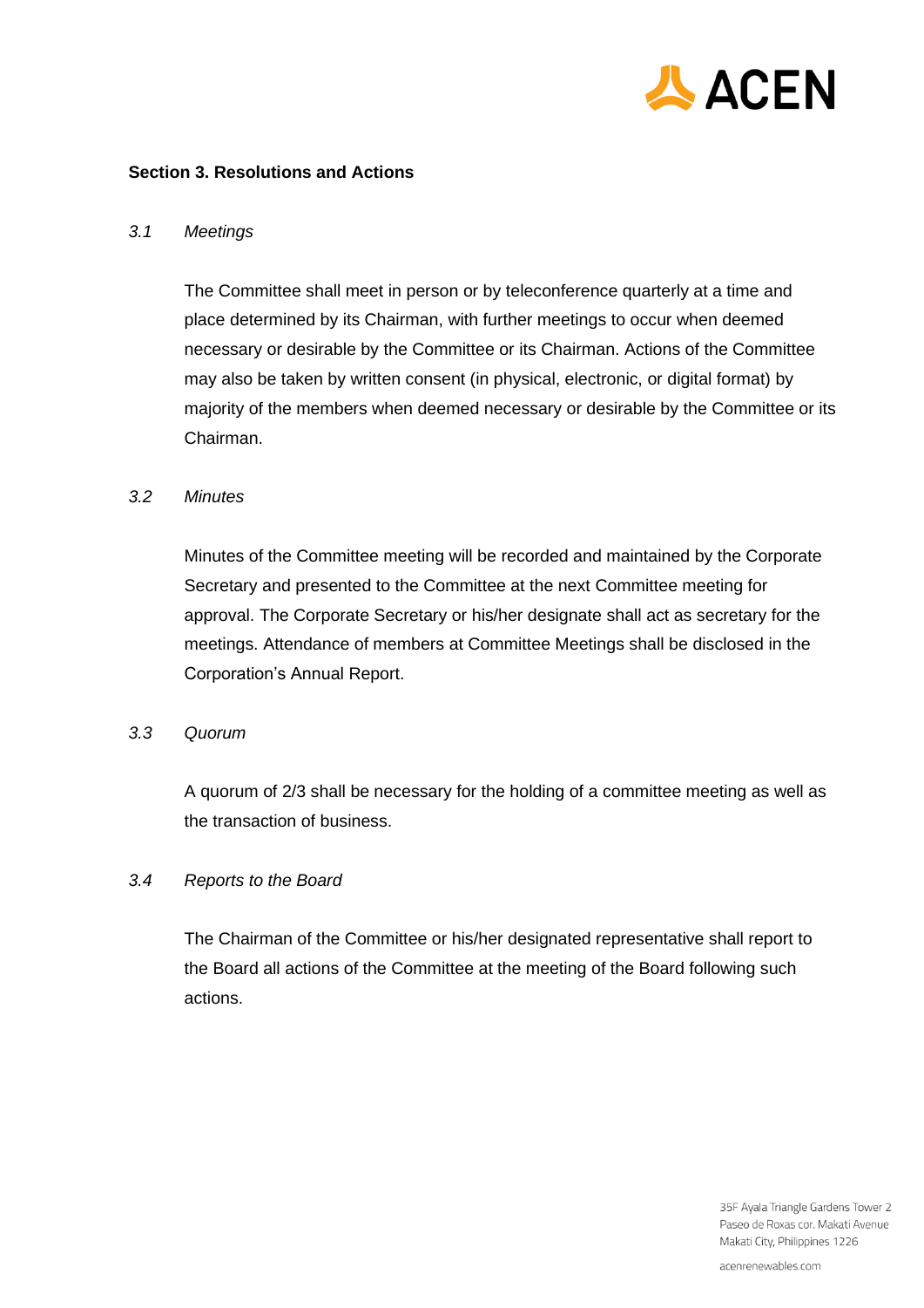**Section 3. Resolutions and Actions**

*3.1 Meetings*

The Committee shall meet in person or by teleconference quarterly at a time and place determined by its Chairman, with further meetings to occur when deemed necessary or desirable by the Committee or its Chairman. Actions of the Committee may also be taken by written consent (in physical, electronic, or digital format) by majority of the members when deemed necessary or desirable by the Committee or its Chairman.

*3.2 Minutes*

Minutes of the Committee meeting will be recorded and maintained by the Corporate Secretary and presented to the Committee at the next Committee meeting for approval. The Corporate Secretary or his/her designate shall act as secretary for the meetings. Attendance of members at Committee Meetings shall be disclosed in the Corporation's Annual Report.

*3.3 Quorum*

A quorum of 2/3 shall be necessary for the holding of a committee meeting as well as the transaction of business.

*3.4 Reports to the Board*

The Chairman of the Committee or his/her designated representative shall report to the Board all actions of the Committee at the meeting of the Board following such actions.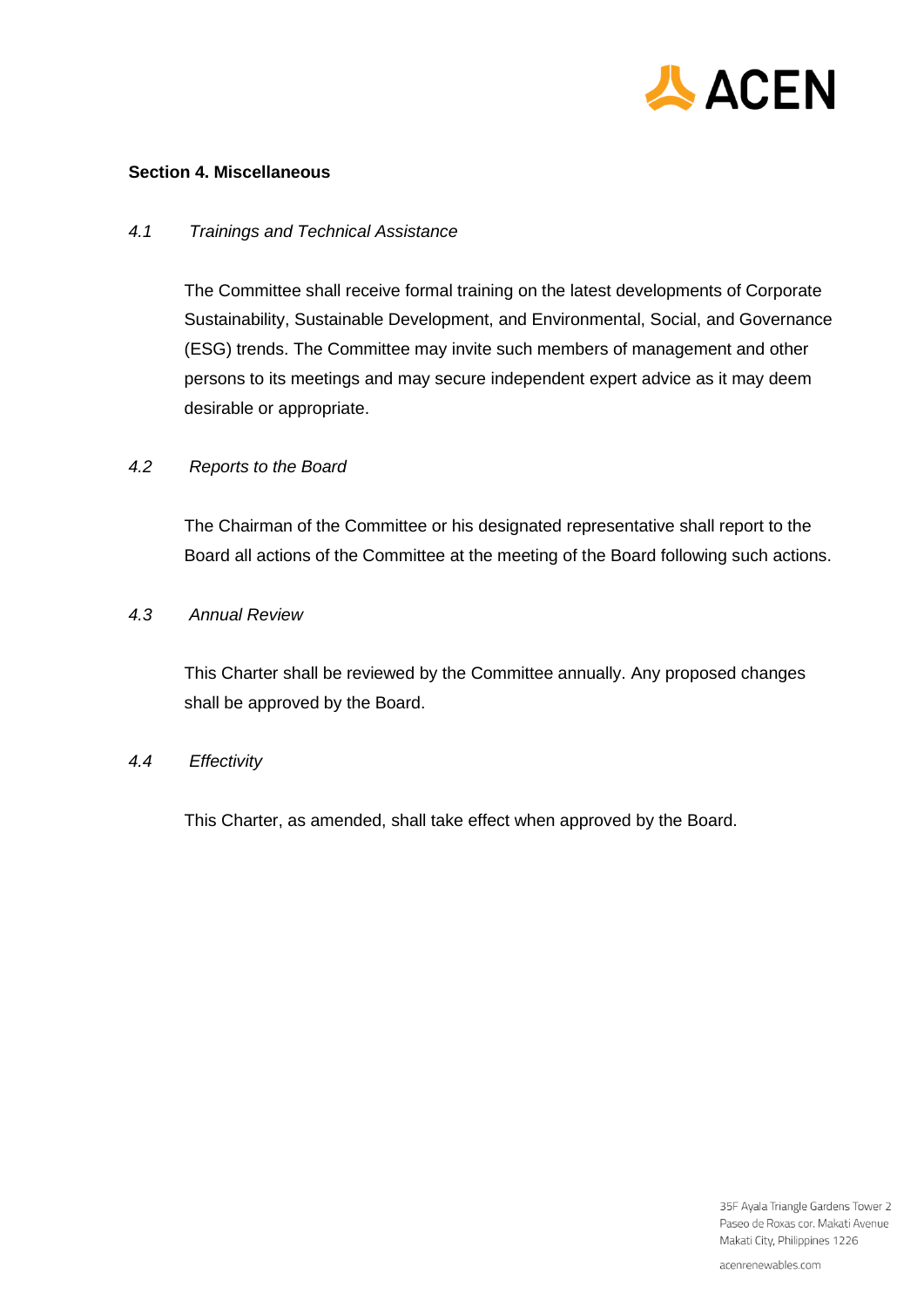## Section 4. Miscellaneous

*4.1 Trainings and Technical Assistance*

The Committee shall receive formal training on the latest developments of Corporate Sustainability, Sustainable Development, and Environmental, Social, and Governance (ESG) trends. The Committee may invite such members of management and other persons to its meetings and may secure independent expert advice as it may deem desirable or appropriate.

*4.2 Reports to the Board*

The Chairman of the Committee or his designated representative shall report to the Board all actions of the Committee at the meeting of the Board following such actions.

*4.3 Annual Review*

This Charter shall be reviewed by the Committee annually. Any proposed changes shall be approved by the Board.

*4.4 Effectivity*

This Charter, as amended, shall take effect when approved by the Board.